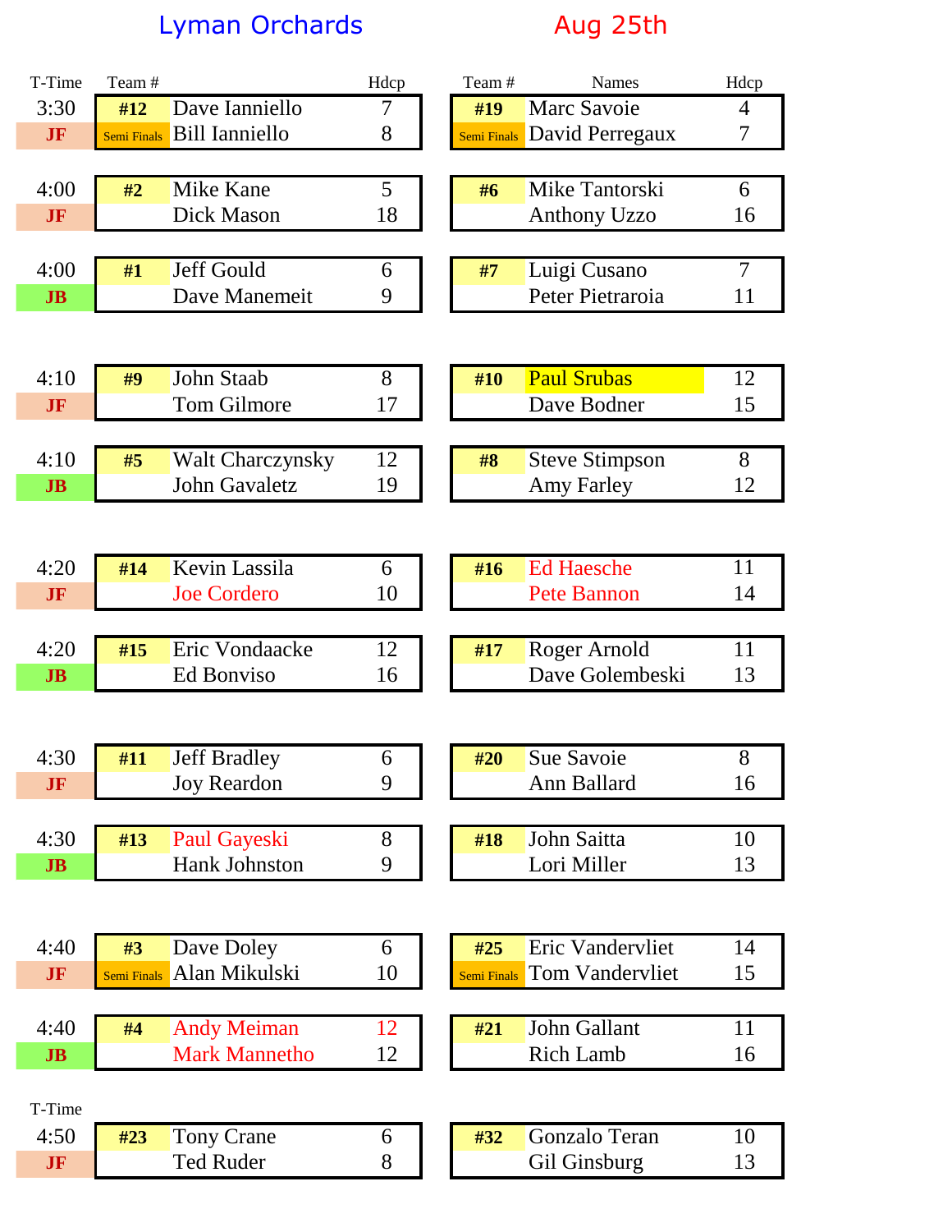# Lyman Orchards — Aug 25th

| T-Time | Team # | Names | Hdcp | Team # | Names | Hdcp |
|---|---|---|---|---|---|---|
| 3:30 | #12 | Dave Ianniello | 7 | #19 | Marc Savoie | 4 |
| JF | Semi Finals | Bill Ianniello | 8 | Semi Finals | David Perregaux | 7 |
| 4:00 | #2 | Mike Kane | 5 | #6 | Mike Tantorski | 6 |
| JF | | Dick Mason | 18 | | Anthony Uzzo | 16 |
| 4:00 | #1 | Jeff Gould | 6 | #7 | Luigi Cusano | 7 |
| JB | | Dave Manemeit | 9 | | Peter Pietraroia | 11 |
| 4:10 | #9 | John Staab | 8 | #10 | Paul Srubas | 12 |
| JF | | Tom Gilmore | 17 | | Dave Bodner | 15 |
| 4:10 | #5 | Walt Charczynsky | 12 | #8 | Steve Stimpson | 8 |
| JB | | John Gavaletz | 19 | | Amy Farley | 12 |
| 4:20 | #14 | Kevin Lassila | 6 | #16 | Ed Haesche | 11 |
| JF | | Joe Cordero | 10 | | Pete Bannon | 14 |
| 4:20 | #15 | Eric Vondaacke | 12 | #17 | Roger Arnold | 11 |
| JB | | Ed Bonviso | 16 | | Dave Golembeski | 13 |
| 4:30 | #11 | Jeff Bradley | 6 | #20 | Sue Savoie | 8 |
| JF | | Joy Reardon | 9 | | Ann Ballard | 16 |
| 4:30 | #13 | Paul Gayeski | 8 | #18 | John Saitta | 10 |
| JB | | Hank Johnston | 9 | | Lori Miller | 13 |
| 4:40 | #3 | Dave Doley | 6 | #25 | Eric Vandervliet | 14 |
| JF | Semi Finals | Alan Mikulski | 10 | Semi Finals | Tom Vandervliet | 15 |
| 4:40 | #4 | Andy Meiman | 12 | #21 | John Gallant | 11 |
| JB | | Mark Mannetho | 12 | | Rich Lamb | 16 |

| T-Time | Team # | Names | Hdcp | Team # | Names | Hdcp |
|---|---|---|---|---|---|---|
| 4:50 | #23 | Tony Crane | 6 | #32 | Gonzalo Teran | 10 |
| JF | | Ted Ruder | 8 | | Gil Ginsburg | 13 |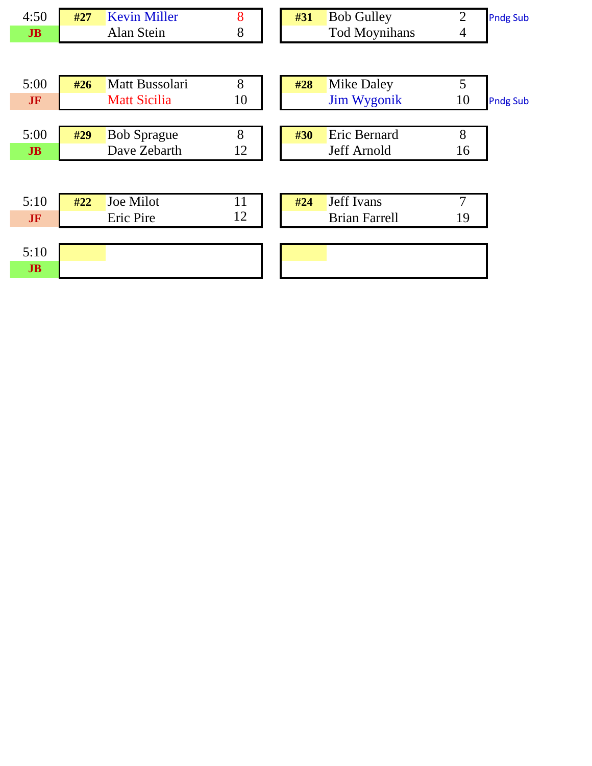| | | | | | | | |
|---|---|---|---|---|---|---|---|
| 4:50 | #27 | Kevin Miller | 8 | #31 | Bob Gulley | 2 | Pndg Sub |
| JB | | Alan Stein | 8 | | Tod Moynihans | 4 | |
| 5:00 | #26 | Matt Bussolari | 8 | #28 | Mike Daley | 5 | |
| JF | | Matt Sicilia | 10 | | Jim Wygonik | 10 | Pndg Sub |
| 5:00 | #29 | Bob Sprague | 8 | #30 | Eric Bernard | 8 | |
| JB | | Dave Zebarth | 12 | | Jeff Arnold | 16 | |
| 5:10 | #22 | Joe Milot | 11 | #24 | Jeff Ivans | 7 | |
| JF | | Eric Pire | 12 | | Brian Farrell | 19 | |
| 5:10 | | | | | | | |
| JB | | | | | | | |